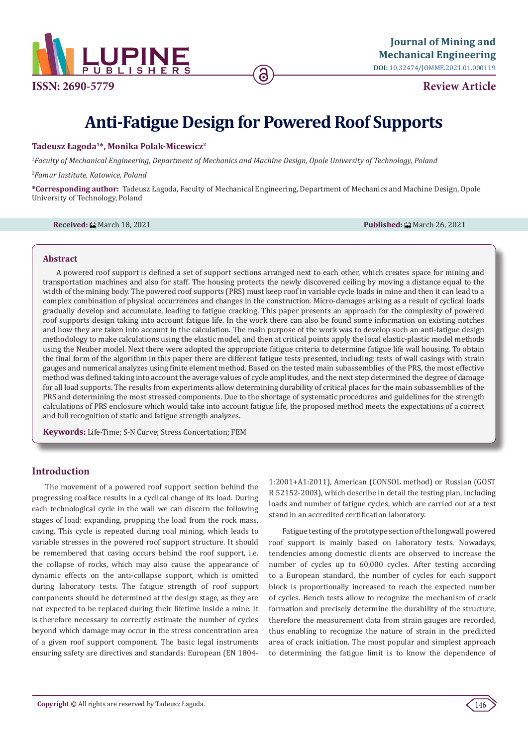ISSN: 2690-5779

Journal of Mining and Mechanical Engineering

DOI: 10.32474/JOMME.2021.01.000119

Review Article

# Anti-Fatigue Design for Powered Roof Supports

**Tadeusz Łagoda[1]*, Monika Polak-Micewicz[2]**

*[1]Faculty of Mechanical Engineering, Department of Mechanics and Machine Design, Opole University of Technology, Poland*

*[2]Famur Institute, Katowice, Poland*

**\*Corresponding author:** Tadeusz Łagoda, Faculty of Mechanical Engineering, Department of Mechanics and Machine Design, Opole University of Technology, Poland

**Received:** March 18, 2021    **Published:** March 26, 2021

## Abstract

A powered roof support is defined a set of support sections arranged next to each other, which creates space for mining and transportation machines and also for staff. The housing protects the newly discovered ceiling by moving a distance equal to the width of the mining body. The powered roof supports (PRS) must keep roof in variable cycle loads in mine and then it can lead to a complex combination of physical occurrences and changes in the construction. Micro-damages arising as a result of cyclical loads gradually develop and accumulate, leading to fatigue cracking. This paper presents an approach for the complexity of powered roof supports design taking into account fatigue life. In the work there can also be found some information on existing notches and how they are taken into account in the calculation. The main purpose of the work was to develop such an anti-fatigue design methodology to make calculations using the elastic model, and then at critical points apply the local elastic-plastic model methods using the Neuber model. Next there were adopted the appropriate fatigue criteria to determine fatigue life wall housing. To obtain the final form of the algorithm in this paper there are different fatigue tests presented, including: tests of wall casings with strain gauges and numerical analyzes using finite element method. Based on the tested main subassemblies of the PRS, the most effective method was defined taking into account the average values of cycle amplitudes, and the next step determined the degree of damage for all load supports. The results from experiments allow determining durability of critical places for the main subassemblies of the PRS and determining the most stressed components. Due to the shortage of systematic procedures and guidelines for the strength calculations of PRS enclosure which would take into account fatigue life, the proposed method meets the expectations of a correct and full recognition of static and fatigue strength analyzes.

**Keywords:** Life-Time; S-N Curve; Stress Concertation; FEM

## Introduction

The movement of a powered roof support section behind the progressing coalface results in a cyclical change of its load. During each technological cycle in the wall we can discern the following stages of load: expanding, propping the load from the rock mass, caving. This cycle is repeated during coal mining, which leads to variable stresses in the powered roof support structure. It should be remembered that caving occurs behind the roof support, i.e. the collapse of rocks, which may also cause the appearance of dynamic effects on the anti-collapse support, which is omitted during laboratory tests. The fatigue strength of roof support components should be determined at the design stage, as they are not expected to be replaced during their lifetime inside a mine. It is therefore necessary to correctly estimate the number of cycles beyond which damage may occur in the stress concentration area of a given roof support component. The basic legal instruments ensuring safety are directives and standards: European (EN 1804-1:2001+A1:2011), American (CONSOL method) or Russian (GOST R 52152-2003), which describe in detail the testing plan, including loads and number of fatigue cycles, which are carried out at a test stand in an accredited certification laboratory.

Fatigue testing of the prototype section of the longwall powered roof support is mainly based on laboratory tests. Nowadays, tendencies among domestic clients are observed to increase the number of cycles up to 60,000 cycles. After testing according to a European standard, the number of cycles for each support block is proportionally increased to reach the expected number of cycles. Bench tests allow to recognize the mechanism of crack formation and precisely determine the durability of the structure, therefore the measurement data from strain gauges are recorded, thus enabling to recognize the nature of strain in the predicted area of crack initiation. The most popular and simplest approach to determining the fatigue limit is to know the dependence of

**Copyright ©** All rights are reserved by Tadeusz Łagoda.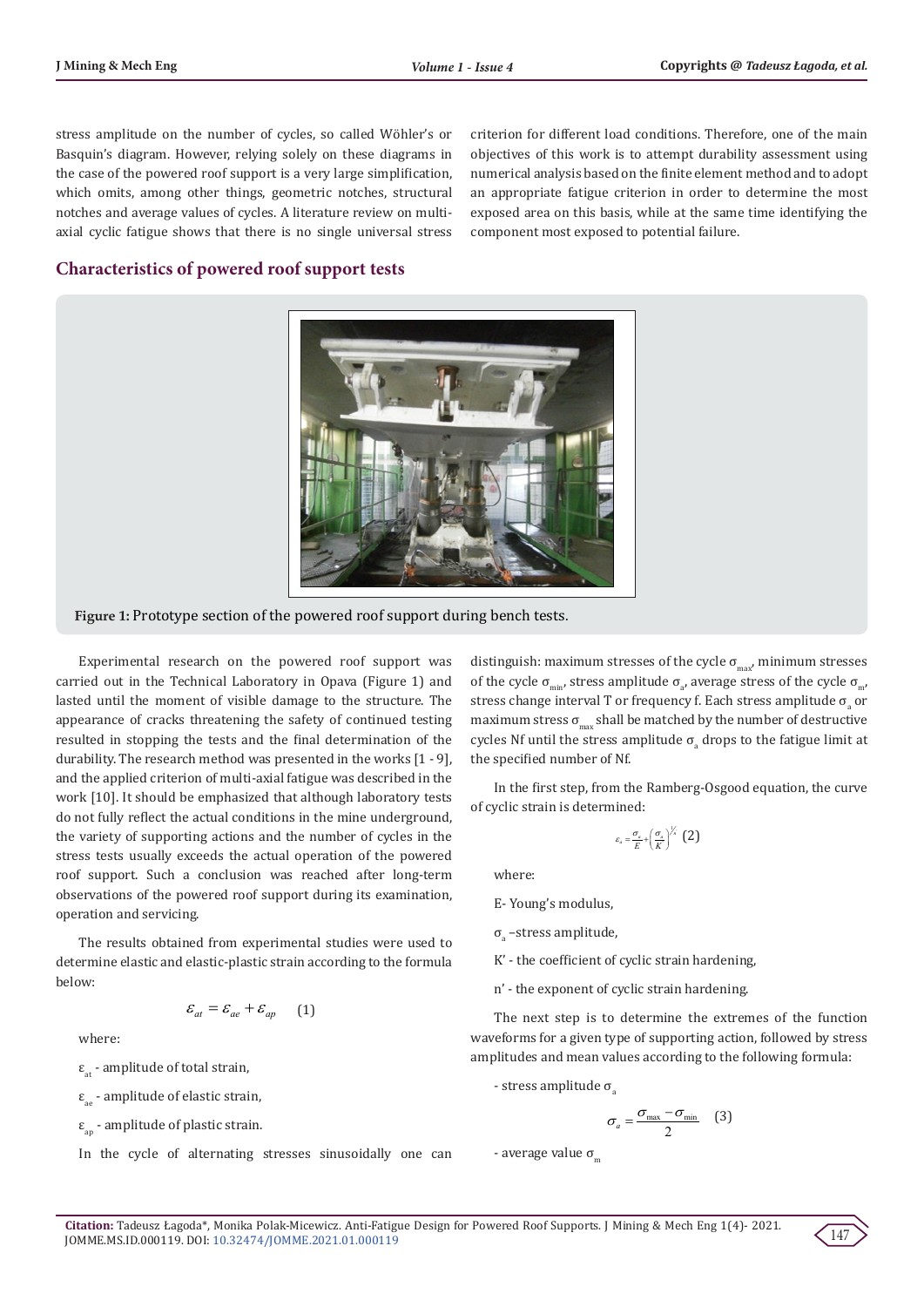stress amplitude on the number of cycles, so called Wöhler's or Basquin's diagram. However, relying solely on these diagrams in the case of the powered roof support is a very large simplification, which omits, among other things, geometric notches, structural notches and average values of cycles. A literature review on multi-axial cyclic fatigue shows that there is no single universal stress criterion for different load conditions. Therefore, one of the main objectives of this work is to attempt durability assessment using numerical analysis based on the finite element method and to adopt an appropriate fatigue criterion in order to determine the most exposed area on this basis, while at the same time identifying the component most exposed to potential failure.

## Characteristics of powered roof support tests

**Figure 1:** Prototype section of the powered roof support during bench tests.

Experimental research on the powered roof support was carried out in the Technical Laboratory in Opava (Figure 1) and lasted until the moment of visible damage to the structure. The appearance of cracks threatening the safety of continued testing resulted in stopping the tests and the final determination of the durability. The research method was presented in the works [1 - 9], and the applied criterion of multi-axial fatigue was described in the work [10]. It should be emphasized that although laboratory tests do not fully reflect the actual conditions in the mine underground, the variety of supporting actions and the number of cycles in the stress tests usually exceeds the actual operation of the powered roof support. Such a conclusion was reached after long-term observations of the powered roof support during its examination, operation and servicing.

The results obtained from experimental studies were used to determine elastic and elastic-plastic strain according to the formula below:

$$\varepsilon_{at} = \varepsilon_{ae} + \varepsilon_{ap} \quad (1)$$

where:

$\varepsilon_{at}$ - amplitude of total strain,

$\varepsilon_{ae}$ - amplitude of elastic strain,

$\varepsilon_{ap}$ - amplitude of plastic strain.

In the cycle of alternating stresses sinusoidally one can distinguish: maximum stresses of the cycle $\sigma_{max}$, minimum stresses of the cycle $\sigma_{min}$, stress amplitude $\sigma_a$, average stress of the cycle $\sigma_m$, stress change interval T or frequency f. Each stress amplitude $\sigma_a$ or maximum stress $\sigma_{max}$ shall be matched by the number of destructive cycles Nf until the stress amplitude $\sigma_a$ drops to the fatigue limit at the specified number of Nf.

In the first step, from the Ramberg-Osgood equation, the curve of cyclic strain is determined:

$$\varepsilon_a = \frac{\sigma_a}{E} + \left(\frac{\sigma_a}{K'}\right)^{1/n'} \quad (2)$$

where:

E- Young's modulus,

$\sigma_a$ –stress amplitude,

K' - the coefficient of cyclic strain hardening,

n' - the exponent of cyclic strain hardening.

The next step is to determine the extremes of the function waveforms for a given type of supporting action, followed by stress amplitudes and mean values according to the following formula:

- stress amplitude $\sigma_a$

$$\sigma_a = \frac{\sigma_{max} - \sigma_{min}}{2} \quad (3)$$

- average value $\sigma_m$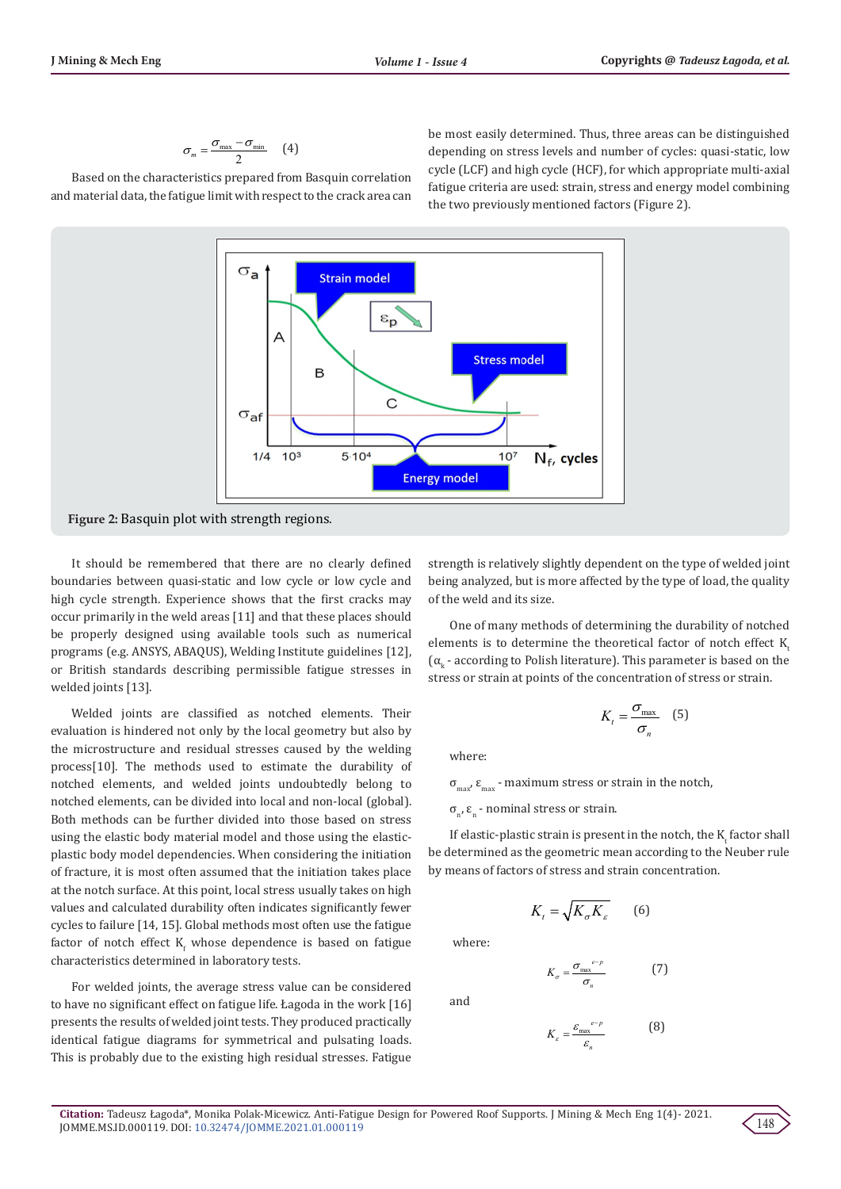$$\sigma_m = \frac{\sigma_{max} - \sigma_{min}}{2} \quad (4)$$

Based on the characteristics prepared from Basquin correlation and material data, the fatigue limit with respect to the crack area can be most easily determined. Thus, three areas can be distinguished depending on stress levels and number of cycles: quasi-static, low cycle (LCF) and high cycle (HCF), for which appropriate multi-axial fatigue criteria are used: strain, stress and energy model combining the two previously mentioned factors (Figure 2).

**Figure 2:** Basquin plot with strength regions.

It should be remembered that there are no clearly defined boundaries between quasi-static and low cycle or low cycle and high cycle strength. Experience shows that the first cracks may occur primarily in the weld areas [11] and that these places should be properly designed using available tools such as numerical programs (e.g. ANSYS, ABAQUS), Welding Institute guidelines [12], or British standards describing permissible fatigue stresses in welded joints [13].

Welded joints are classified as notched elements. Their evaluation is hindered not only by the local geometry but also by the microstructure and residual stresses caused by the welding process[10]. The methods used to estimate the durability of notched elements, and welded joints undoubtedly belong to notched elements, can be divided into local and non-local (global). Both methods can be further divided into those based on stress using the elastic body material model and those using the elastic-plastic body model dependencies. When considering the initiation of fracture, it is most often assumed that the initiation takes place at the notch surface. At this point, local stress usually takes on high values and calculated durability often indicates significantly fewer cycles to failure [14, 15]. Global methods most often use the fatigue factor of notch effect $K_f$ whose dependence is based on fatigue characteristics determined in laboratory tests.

For welded joints, the average stress value can be considered to have no significant effect on fatigue life. Łagoda in the work [16] presents the results of welded joint tests. They produced practically identical fatigue diagrams for symmetrical and pulsating loads. This is probably due to the existing high residual stresses. Fatigue strength is relatively slightly dependent on the type of welded joint being analyzed, but is more affected by the type of load, the quality of the weld and its size.

One of many methods of determining the durability of notched elements is to determine the theoretical factor of notch effect $K_t$ ($\alpha_k$ - according to Polish literature). This parameter is based on the stress or strain at points of the concentration of stress or strain.

$$K_t = \frac{\sigma_{max}}{\sigma_n} \quad (5)$$

where:

$\sigma_{max}$, $\varepsilon_{max}$ - maximum stress or strain in the notch,

$\sigma_n$, $\varepsilon_n$ - nominal stress or strain.

If elastic-plastic strain is present in the notch, the $K_t$ factor shall be determined as the geometric mean according to the Neuber rule by means of factors of stress and strain concentration.

$$K_t = \sqrt{K_\sigma K_\varepsilon} \quad (6)$$

where:

$$K_\sigma = \frac{\sigma_{max}^{e-p}}{\sigma_n} \quad (7)$$

and

$$K_\varepsilon = \frac{\varepsilon_{max}^{e-p}}{\varepsilon_n} \quad (8)$$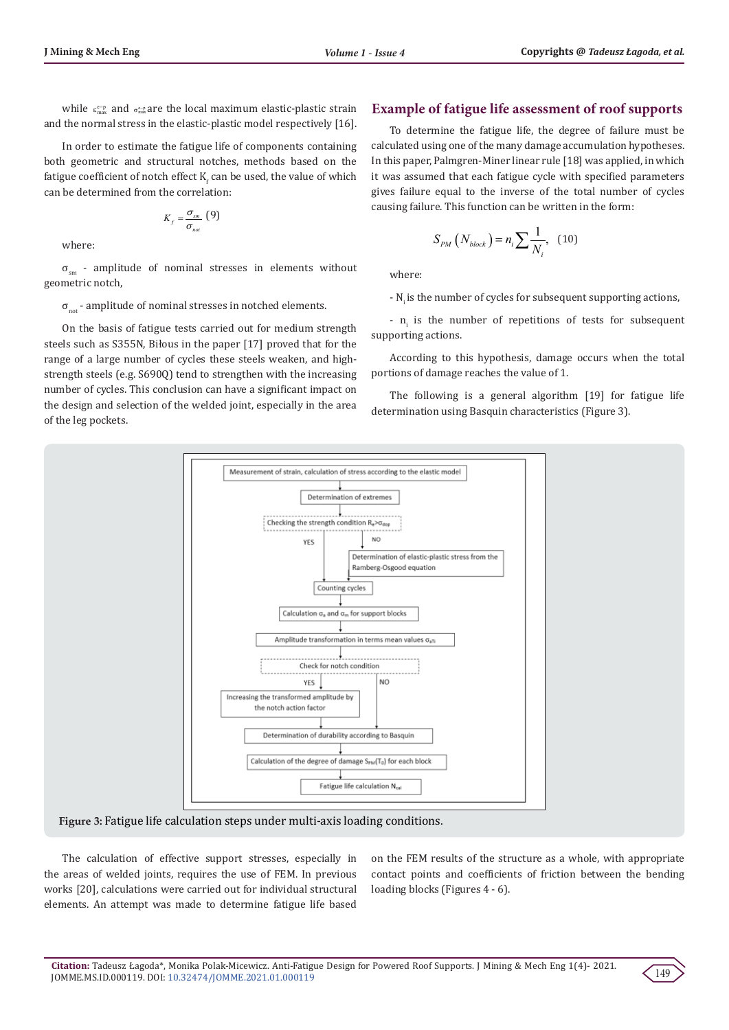while $\varepsilon_{max}^{e-p}$ and $\sigma_{max}^{e-p}$ are the local maximum elastic-plastic strain and the normal stress in the elastic-plastic model respectively [16].

In order to estimate the fatigue life of components containing both geometric and structural notches, methods based on the fatigue coefficient of notch effect $K_f$ can be used, the value of which can be determined from the correlation:

$$K_f = \frac{\sigma_{sm}}{\sigma_{not}} \quad (9)$$

where:

$\sigma_{sm}$ - amplitude of nominal stresses in elements without geometric notch,

$\sigma_{not}$ - amplitude of nominal stresses in notched elements.

On the basis of fatigue tests carried out for medium strength steels such as S355N, Biłous in the paper [17] proved that for the range of a large number of cycles these steels weaken, and high-strength steels (e.g. S690Q) tend to strengthen with the increasing number of cycles. This conclusion can have a significant impact on the design and selection of the welded joint, especially in the area of the leg pockets.

## Example of fatigue life assessment of roof supports

To determine the fatigue life, the degree of failure must be calculated using one of the many damage accumulation hypotheses. In this paper, Palmgren-Miner linear rule [18] was applied, in which it was assumed that each fatigue cycle with specified parameters gives failure equal to the inverse of the total number of cycles causing failure. This function can be written in the form:

$$S_{PM}\left(N_{block}\right) = n_i \sum \frac{1}{N_i}, \quad (10)$$

where:

- $N_i$ is the number of cycles for subsequent supporting actions,

- $n_i$ is the number of repetitions of tests for subsequent supporting actions.

According to this hypothesis, damage occurs when the total portions of damage reaches the value of 1.

The following is a general algorithm [19] for fatigue life determination using Basquin characteristics (Figure 3).

**Figure 3:** Fatigue life calculation steps under multi-axis loading conditions.

The calculation of effective support stresses, especially in the areas of welded joints, requires the use of FEM. In previous works [20], calculations were carried out for individual structural elements. An attempt was made to determine fatigue life based on the FEM results of the structure as a whole, with appropriate contact points and coefficients of friction between the bending loading blocks (Figures 4 - 6).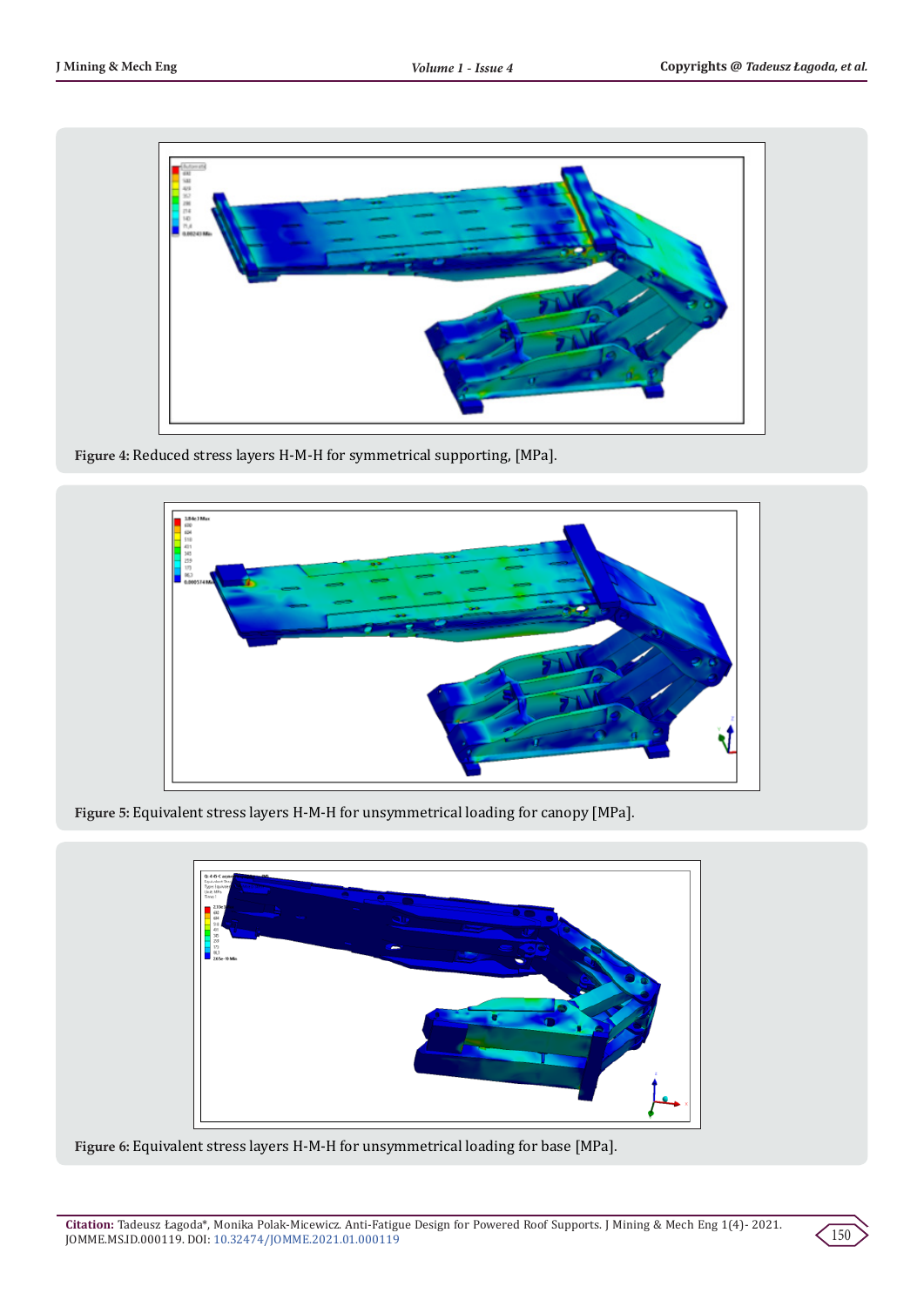Figure 4: Reduced stress layers H-M-H for symmetrical supporting, [MPa].

Figure 5: Equivalent stress layers H-M-H for unsymmetrical loading for canopy [MPa].

Figure 6: Equivalent stress layers H-M-H for unsymmetrical loading for base [MPa].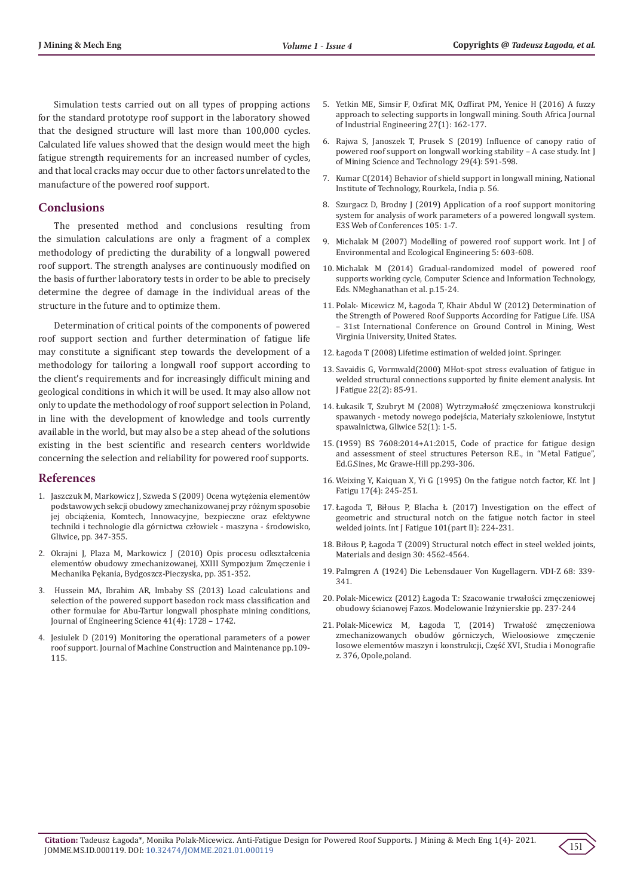Simulation tests carried out on all types of propping actions for the standard prototype roof support in the laboratory showed that the designed structure will last more than 100,000 cycles. Calculated life values showed that the design would meet the high fatigue strength requirements for an increased number of cycles, and that local cracks may occur due to other factors unrelated to the manufacture of the powered roof support.

## Conclusions

The presented method and conclusions resulting from the simulation calculations are only a fragment of a complex methodology of predicting the durability of a longwall powered roof support. The strength analyses are continuously modified on the basis of further laboratory tests in order to be able to precisely determine the degree of damage in the individual areas of the structure in the future and to optimize them.

Determination of critical points of the components of powered roof support section and further determination of fatigue life may constitute a significant step towards the development of a methodology for tailoring a longwall roof support according to the client's requirements and for increasingly difficult mining and geological conditions in which it will be used. It may also allow not only to update the methodology of roof support selection in Poland, in line with the development of knowledge and tools currently available in the world, but may also be a step ahead of the solutions existing in the best scientific and research centers worldwide concerning the selection and reliability for powered roof supports.

## References

1. Jaszczuk M, Markowicz J, Szweda S (2009) Ocena wytężenia elementów podstawowych sekcji obudowy zmechanizowanej przy różnym sposobie jej obciążenia, Komtech, Innowacyjne, bezpieczne oraz efektywne techniki i technologie dla górnictwa człowiek - maszyna - środowisko, Gliwice, pp. 347-355.
2. Okrajni J, Plaza M, Markowicz J (2010) Opis procesu odkształcenia elementów obudowy zmechanizowanej, XXIII Sympozjum Zmęczenie i Mechanika Pękania, Bydgoszcz-Pieczyska, pp. 351-352.
3. Hussein MA, Ibrahim AR, Imbaby SS (2013) Load calculations and selection of the powered support basedon rock mass classification and other formulae for Abu-Tartur longwall phosphate mining conditions, Journal of Engineering Science 41(4): 1728 – 1742.
4. Jesiulek D (2019) Monitoring the operational parameters of a power roof support. Journal of Machine Construction and Maintenance pp.109-115.
5. Yetkin ME, Simsir F, Ozfirat MK, Ozffirat PM, Yenice H (2016) A fuzzy approach to selecting supports in longwall mining. South Africa Journal of Industrial Engineering 27(1): 162-177.
6. Rajwa S, Janoszek T, Prusek S (2019) Influence of canopy ratio of powered roof support on longwall working stability – A case study. Int J of Mining Science and Technology 29(4): 591-598.
7. Kumar C(2014) Behavior of shield support in longwall mining, National Institute of Technology, Rourkela, India p. 56.
8. Szurgacz D, Brodny J (2019) Application of a roof support monitoring system for analysis of work parameters of a powered longwall system. E3S Web of Conferences 105: 1-7.
9. Michalak M (2007) Modelling of powered roof support work. Int J of Environmental and Ecological Engineering 5: 603-608.
10. Michalak M (2014) Gradual-randomized model of powered roof supports working cycle, Computer Science and Information Technology, Eds. NMeghanathan et al. p.15-24.
11. Polak- Micewicz M, Łagoda T, Khair Abdul W (2012) Determination of the Strength of Powered Roof Supports According for Fatigue Life. USA – 31st International Conference on Ground Control in Mining, West Virginia University, United States.
12. Łagoda T (2008) Lifetime estimation of welded joint. Springer.
13. Savaidis G, Vormwald(2000) MHot-spot stress evaluation of fatigue in welded structural connections supported by finite element analysis. Int J Fatigue 22(2): 85-91.
14. Łukasik T, Szubryt M (2008) Wytrzymałość zmęczeniowa konstrukcji spawanych - metody nowego podejścia, Materiały szkoleniowe, Instytut spawalnictwa, Gliwice 52(1): 1-5.
15. (1959) BS 7608:2014+A1:2015, Code of practice for fatigue design and assessment of steel structures Peterson R.E., in "Metal Fatigue", Ed.G.Sines, Mc Grawe-Hill pp.293-306.
16. Weixing Y, Kaiquan X, Yi G (1995) On the fatigue notch factor, Kf. Int J Fatigu 17(4): 245-251.
17. Łagoda T, Biłous P, Blacha Ł (2017) Investigation on the effect of geometric and structural notch on the fatigue notch factor in steel welded joints. Int J Fatigue 101(part II): 224-231.
18. Biłous P, Łagoda T (2009) Structural notch effect in steel welded joints, Materials and design 30: 4562-4564.
19. Palmgren A (1924) Die Lebensdauer Von Kugellagern. VDI-Z 68: 339-341.
20. Polak-Micewicz (2012) Łagoda T.: Szacowanie trwałości zmęczeniowej obudowy ścianowej Fazos. Modelowanie Inżynierskie pp. 237-244
21. Polak-Micewicz M, Łagoda T, (2014) Trwałość zmęczeniowa zmechanizowanych obudów górniczych, Wieloosiowe zmęczenie losowe elementów maszyn i konstrukcji, Część XVI, Studia i Monografie z. 376, Opole,poland.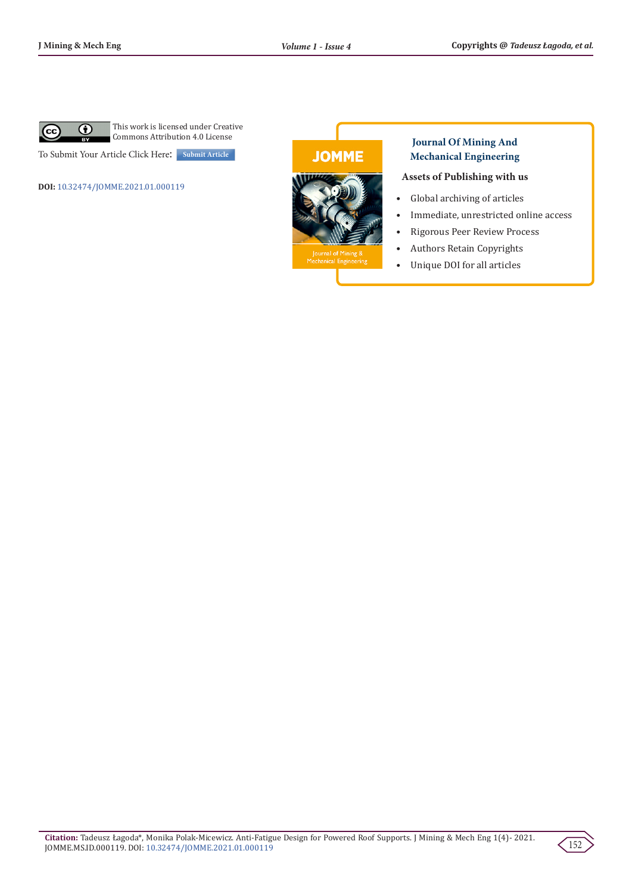This work is licensed under Creative Commons Attribution 4.0 License

To Submit Your Article Click Here: Submit Article

**DOI:** 10.32474/JOMME.2021.01.000119

JOMME

Journal of Mining & Mechanical Engineering

**Journal Of Mining And Mechanical Engineering**

**Assets of Publishing with us**

- Global archiving of articles
- Immediate, unrestricted online access
- Rigorous Peer Review Process
- Authors Retain Copyrights
- Unique DOI for all articles

**Citation:** Tadeusz Łagoda*, Monika Polak-Micewicz. Anti-Fatigue Design for Powered Roof Supports. J Mining & Mech Eng 1(4)- 2021. JOMME.MS.ID.000119. DOI: 10.32474/JOMME.2021.01.000119